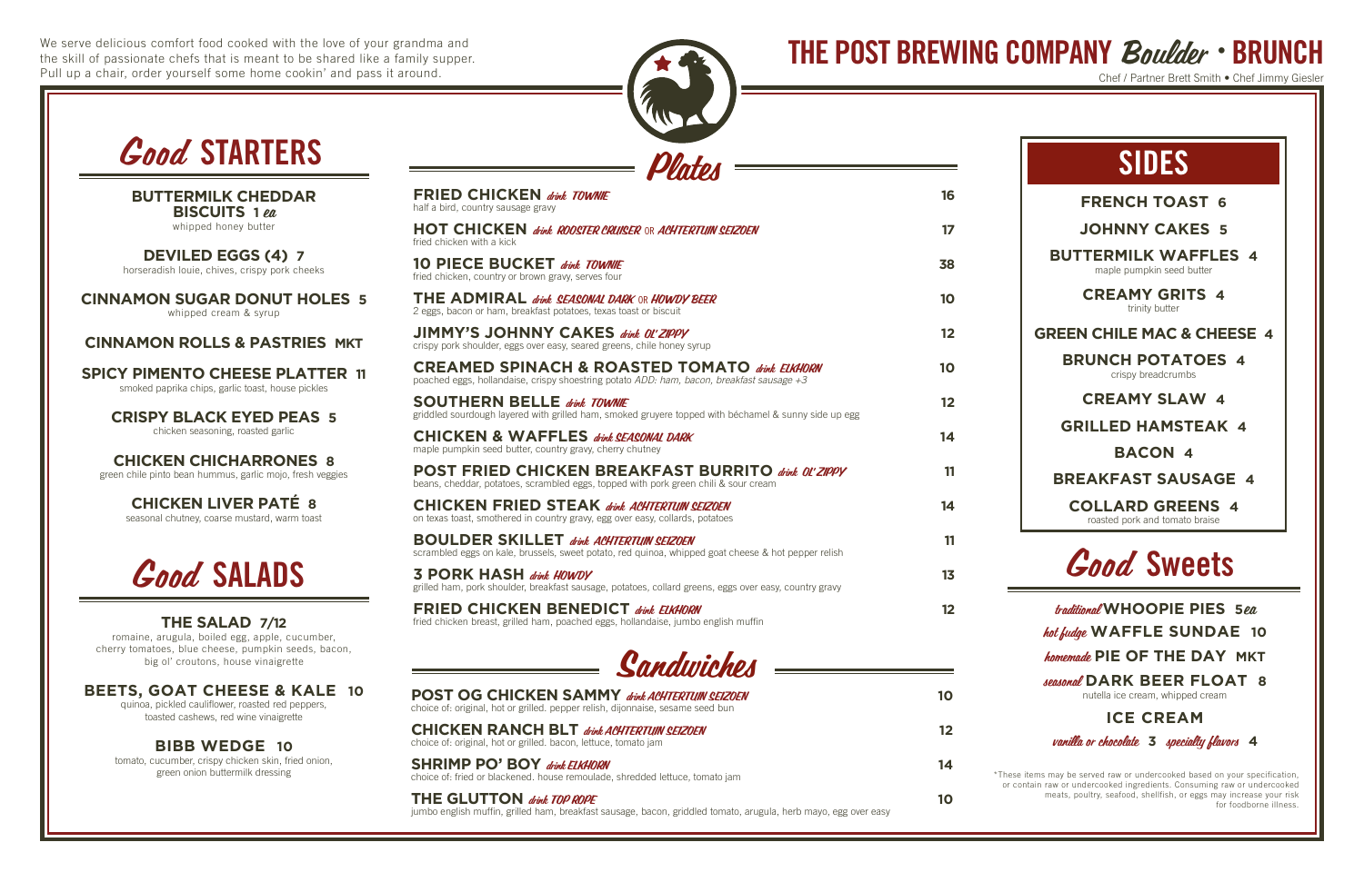We serve delicious comfort food cooked with the love of your grandma and the skill of passionate chefs that is meant to be shared like a family supper. Pull up a chair, order yourself some home cookin' and pass it around.

# THE POST BREWING COMPANY *Boulder* • BRUNCH

Chef / Partner Brett Smith • Chef Jimmy Giesler

## *Good* STARTERS

**BUTTERMILK CHEDDAR BISCUITS 1 *ea***
whipped honey butter

**DEVILED EGGS (4) 7**
horseradish louie, chives, crispy pork cheeks

**CINNAMON SUGAR DONUT HOLES 5**
whipped cream & syrup

**CINNAMON ROLLS & PASTRIES MKT**

**SPICY PIMENTO CHEESE PLATTER 11**
smoked paprika chips, garlic toast, house pickles

**CRISPY BLACK EYED PEAS 5**
chicken seasoning, roasted garlic

**CHICKEN CHICHARRONES 8**
green chile pinto bean hummus, garlic mojo, fresh veggies

**CHICKEN LIVER PATÉ 8**
seasonal chutney, coarse mustard, warm toast

## *Good* SALADS

**THE SALAD 7/12**
romaine, arugula, boiled egg, apple, cucumber, cherry tomatoes, blue cheese, pumpkin seeds, bacon, big ol' croutons, house vinaigrette

**BEETS, GOAT CHEESE & KALE 10**
quinoa, pickled cauliflower, roasted red peppers, toasted cashews, red wine vinaigrette

**BIBB WEDGE 10**
tomato, cucumber, crispy chicken skin, fried onion, green onion buttermilk dressing

## *Plates*

**FRIED CHICKEN** *drink TOWNIE* — **16**
half a bird, country sausage gravy

**HOT CHICKEN** *drink ROOSTER CRUISER* OR *ACHTERTUIN SEIZOEN* — **17**
fried chicken with a kick

**10 PIECE BUCKET** *drink TOWNIE* — **38**
fried chicken, country or brown gravy, serves four

**THE ADMIRAL** *drink SEASONAL DARK* OR *HOWDY BEER* — **10**
2 eggs, bacon or ham, breakfast potatoes, texas toast or biscuit

**JIMMY'S JOHNNY CAKES** *drink OL' ZIPPY* — **12**
crispy pork shoulder, eggs over easy, seared greens, chile honey syrup

**CREAMED SPINACH & ROASTED TOMATO** *drink ELKHORN* — **10**
poached eggs, hollandaise, crispy shoestring potato *ADD: ham, bacon, breakfast sausage +3*

**SOUTHERN BELLE** *drink TOWNIE* — **12**
griddled sourdough layered with grilled ham, smoked gruyere topped with béchamel & sunny side up egg

**CHICKEN & WAFFLES** *drink SEASONAL DARK* — **14**
maple pumpkin seed butter, country gravy, cherry chutney

**POST FRIED CHICKEN BREAKFAST BURRITO** *drink OL' ZIPPY* — **11**
beans, cheddar, potatoes, scrambled eggs, topped with pork green chili & sour cream

**CHICKEN FRIED STEAK** *drink ACHTERTUIN SEIZOEN* — **14**
on texas toast, smothered in country gravy, egg over easy, collards, potatoes

**BOULDER SKILLET** *drink ACHTERTUIN SEIZOEN* — **11**
scrambled eggs on kale, brussels, sweet potato, red quinoa, whipped goat cheese & hot pepper relish

**3 PORK HASH** *drink HOWDY* — **13**
grilled ham, pork shoulder, breakfast sausage, potatoes, collard greens, eggs over easy, country gravy

**FRIED CHICKEN BENEDICT** *drink ELKHORN* — **12**
fried chicken breast, grilled ham, poached eggs, hollandaise, jumbo english muffin

## *Sandwiches*

**POST OG CHICKEN SAMMY** *drink ACHTERTUIN SEIZOEN* — **10**
choice of: original, hot or grilled. pepper relish, dijonnaise, sesame seed bun

**CHICKEN RANCH BLT** *drink ACHTERTUIN SEIZOEN* — **12**
choice of: original, hot or grilled. bacon, lettuce, tomato jam

**SHRIMP PO' BOY** *drink ELKHORN* — **14**
choice of: fried or blackened. house remoulade, shredded lettuce, tomato jam

**THE GLUTTON** *drink TOP ROPE* — **10**
jumbo english muffin, grilled ham, breakfast sausage, bacon, griddled tomato, arugula, herb mayo, egg over easy

## SIDES

**FRENCH TOAST 6**

**JOHNNY CAKES 5**

**BUTTERMILK WAFFLES 4**
maple pumpkin seed butter

**CREAMY GRITS 4**
trinity butter

**GREEN CHILE MAC & CHEESE 4**

**BRUNCH POTATOES 4**
crispy breadcrumbs

**CREAMY SLAW 4**

**GRILLED HAMSTEAK 4**

**BACON 4**

**BREAKFAST SAUSAGE 4**

**COLLARD GREENS 4**
roasted pork and tomato braise

## *Good* Sweets

*traditional* **WHOOPIE PIES 5*ea***

*hot fudge* **WAFFLE SUNDAE 10**

*homemade* **PIE OF THE DAY MKT**

*seasonal* **DARK BEER FLOAT 8**
nutella ice cream, whipped cream

**ICE CREAM**
*vanilla or chocolate* **3** *specialty flavors* **4**

*These items may be served raw or undercooked based on your specification, or contain raw or undercooked ingredients. Consuming raw or undercooked meats, poultry, seafood, shellfish, or eggs may increase your risk for foodborne illness.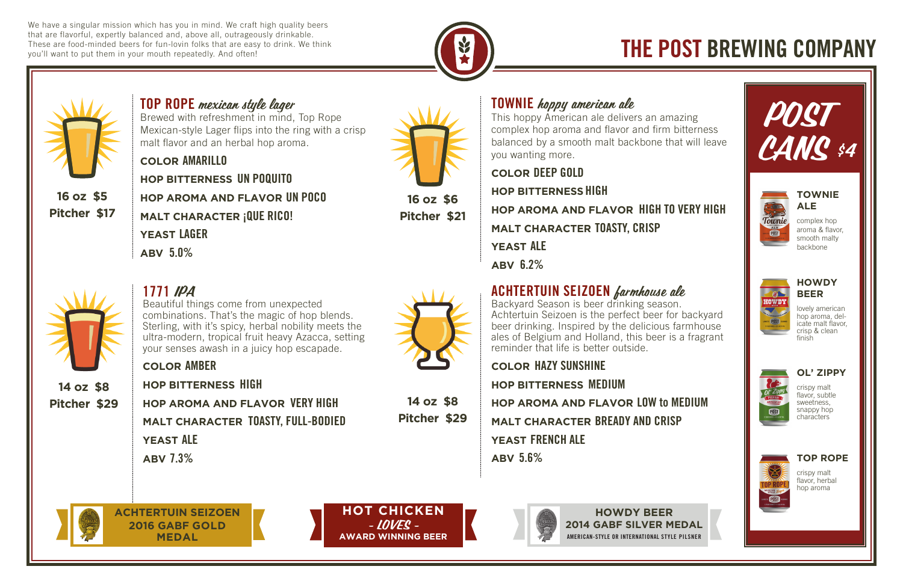We have a singular mission which has you in mind. We craft high quality beers that are flavorful, expertly balanced and, above all, outrageously drinkable. These are food-minded beers for fun-lovin folks that are easy to drink. We think you'll want to put them in your mouth repeatedly. And often!

# THE POST BREWING COMPANY

## TOP ROPE *mexican style lager*

Brewed with refreshment in mind, Top Rope Mexican-style Lager flips into the ring with a crisp malt flavor and an herbal hop aroma.

**COLOR** AMARILLO
**HOP BITTERNESS** UN POQUITO
**HOP AROMA AND FLAVOR** UN POCO
**MALT CHARACTER** ¡QUE RICO!
**YEAST** LAGER
**ABV** 5.0%

**16 oz $5**
**Pitcher $17**

## TOWNIE *hoppy american ale*

This hoppy American ale delivers an amazing complex hop aroma and flavor and firm bitterness balanced by a smooth malt backbone that will leave you wanting more.

**COLOR** DEEP GOLD
**HOP BITTERNESS** HIGH
**HOP AROMA AND FLAVOR** HIGH TO VERY HIGH
**MALT CHARACTER** TOASTY, CRISP
**YEAST** ALE
**ABV** 6.2%

**16 oz $6**
**Pitcher $21**

## 1771 *IPA*

Beautiful things come from unexpected combinations. That's the magic of hop blends. Sterling, with it's spicy, herbal nobility meets the ultra-modern, tropical fruit heavy Azacca, setting your senses awash in a juicy hop escapade.

**COLOR** AMBER
**HOP BITTERNESS** HIGH
**HOP AROMA AND FLAVOR** VERY HIGH
**MALT CHARACTER** TOASTY, FULL-BODIED
**YEAST** ALE
**ABV** 7.3%

**14 oz $8**
**Pitcher $29**

## ACHTERTUIN SEIZOEN *farmhouse ale*

Backyard Season is beer drinking season. Achtertuin Seizoen is the perfect beer for backyard beer drinking. Inspired by the delicious farmhouse ales of Belgium and Holland, this beer is a fragrant reminder that life is better outside.

**COLOR** HAZY SUNSHINE
**HOP BITTERNESS** MEDIUM
**HOP AROMA AND FLAVOR** LOW to MEDIUM
**MALT CHARACTER** BREADY AND CRISP
**YEAST** FRENCH ALE
**ABV** 5.6%

**14 oz $8**
**Pitcher $29**

## POST CANS $4

**TOWNIE ALE**
complex hop aroma & flavor, smooth malty backbone

**HOWDY BEER**
lovely american hop aroma, delicate malt flavor, crisp & clean finish

**OL' ZIPPY**
crispy malt flavor, subtle sweetness, snappy hop characters

**TOP ROPE**
crispy malt flavor, herbal hop aroma

---

**ACHTERTUIN SEIZOEN**
**2016 GABF GOLD MEDAL**

**HOT CHICKEN**
*- LOVES -*
**AWARD WINNING BEER**

**HOWDY BEER**
**2014 GABF SILVER MEDAL**
AMERICAN-STYLE OR INTERNATIONAL STYLE PILSNER